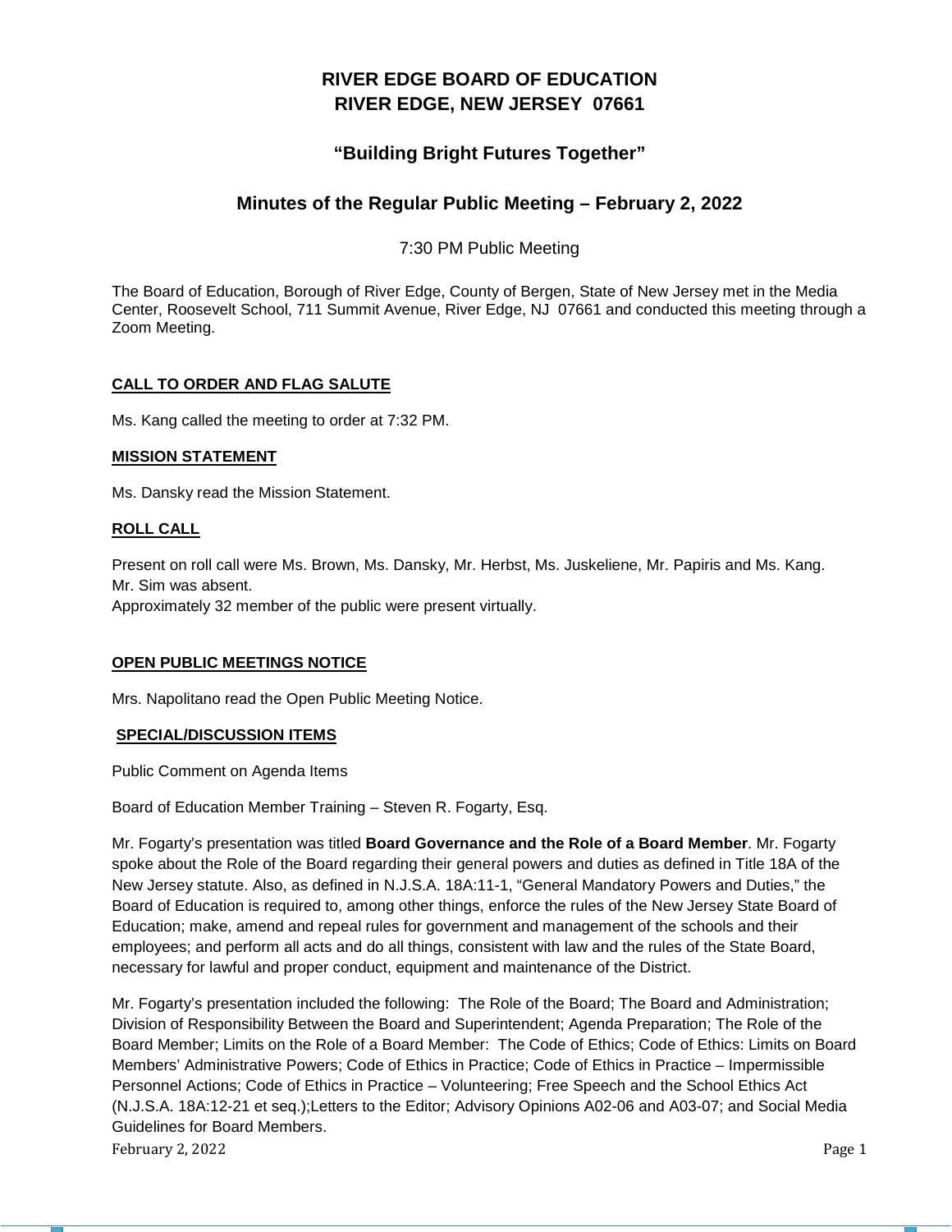# RIVER EDGE BOARD OF EDUCATION
# RIVER EDGE, NEW JERSEY 07661

## "Building Bright Futures Together"

## Minutes of the Regular Public Meeting – February 2, 2022

7:30 PM Public Meeting

The Board of Education, Borough of River Edge, County of Bergen, State of New Jersey met in the Media Center, Roosevelt School, 711 Summit Avenue, River Edge, NJ 07661 and conducted this meeting through a Zoom Meeting.

**CALL TO ORDER AND FLAG SALUTE**

Ms. Kang called the meeting to order at 7:32 PM.

**MISSION STATEMENT**

Ms. Dansky read the Mission Statement.

**ROLL CALL**

Present on roll call were Ms. Brown, Ms. Dansky, Mr. Herbst, Ms. Juskeliene, Mr. Papiris and Ms. Kang.
Mr. Sim was absent.
Approximately 32 member of the public were present virtually.

**OPEN PUBLIC MEETINGS NOTICE**

Mrs. Napolitano read the Open Public Meeting Notice.

**SPECIAL/DISCUSSION ITEMS**

Public Comment on Agenda Items

Board of Education Member Training – Steven R. Fogarty, Esq.

Mr. Fogarty's presentation was titled **Board Governance and the Role of a Board Member**. Mr. Fogarty spoke about the Role of the Board regarding their general powers and duties as defined in Title 18A of the New Jersey statute. Also, as defined in N.J.S.A. 18A:11-1, "General Mandatory Powers and Duties," the Board of Education is required to, among other things, enforce the rules of the New Jersey State Board of Education; make, amend and repeal rules for government and management of the schools and their employees; and perform all acts and do all things, consistent with law and the rules of the State Board, necessary for lawful and proper conduct, equipment and maintenance of the District.

Mr. Fogarty's presentation included the following: The Role of the Board; The Board and Administration; Division of Responsibility Between the Board and Superintendent; Agenda Preparation; The Role of the Board Member; Limits on the Role of a Board Member: The Code of Ethics; Code of Ethics: Limits on Board Members' Administrative Powers; Code of Ethics in Practice; Code of Ethics in Practice – Impermissible Personnel Actions; Code of Ethics in Practice – Volunteering; Free Speech and the School Ethics Act (N.J.S.A. 18A:12-21 et seq.);Letters to the Editor; Advisory Opinions A02-06 and A03-07; and Social Media Guidelines for Board Members.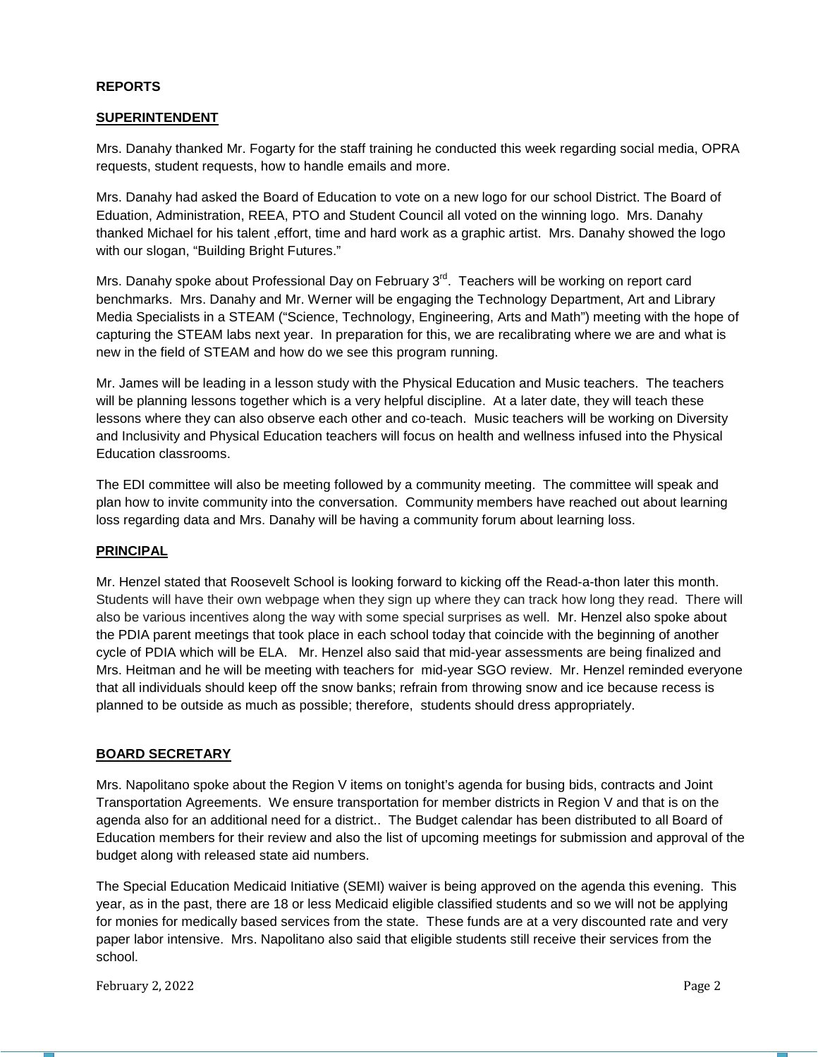**REPORTS**

**SUPERINTENDENT**

Mrs. Danahy thanked Mr. Fogarty for the staff training he conducted this week regarding social media, OPRA requests, student requests, how to handle emails and more.

Mrs. Danahy had asked the Board of Education to vote on a new logo for our school District. The Board of Eduation, Administration, REEA, PTO and Student Council all voted on the winning logo. Mrs. Danahy thanked Michael for his talent ,effort, time and hard work as a graphic artist. Mrs. Danahy showed the logo with our slogan, "Building Bright Futures."

Mrs. Danahy spoke about Professional Day on February 3rd. Teachers will be working on report card benchmarks. Mrs. Danahy and Mr. Werner will be engaging the Technology Department, Art and Library Media Specialists in a STEAM ("Science, Technology, Engineering, Arts and Math") meeting with the hope of capturing the STEAM labs next year. In preparation for this, we are recalibrating where we are and what is new in the field of STEAM and how do we see this program running.

Mr. James will be leading in a lesson study with the Physical Education and Music teachers. The teachers will be planning lessons together which is a very helpful discipline. At a later date, they will teach these lessons where they can also observe each other and co-teach. Music teachers will be working on Diversity and Inclusivity and Physical Education teachers will focus on health and wellness infused into the Physical Education classrooms.

The EDI committee will also be meeting followed by a community meeting. The committee will speak and plan how to invite community into the conversation. Community members have reached out about learning loss regarding data and Mrs. Danahy will be having a community forum about learning loss.

**PRINCIPAL**

Mr. Henzel stated that Roosevelt School is looking forward to kicking off the Read-a-thon later this month. Students will have their own webpage when they sign up where they can track how long they read. There will also be various incentives along the way with some special surprises as well. Mr. Henzel also spoke about the PDIA parent meetings that took place in each school today that coincide with the beginning of another cycle of PDIA which will be ELA. Mr. Henzel also said that mid-year assessments are being finalized and Mrs. Heitman and he will be meeting with teachers for mid-year SGO review. Mr. Henzel reminded everyone that all individuals should keep off the snow banks; refrain from throwing snow and ice because recess is planned to be outside as much as possible; therefore, students should dress appropriately.

**BOARD SECRETARY**

Mrs. Napolitano spoke about the Region V items on tonight's agenda for busing bids, contracts and Joint Transportation Agreements. We ensure transportation for member districts in Region V and that is on the agenda also for an additional need for a district.. The Budget calendar has been distributed to all Board of Education members for their review and also the list of upcoming meetings for submission and approval of the budget along with released state aid numbers.

The Special Education Medicaid Initiative (SEMI) waiver is being approved on the agenda this evening. This year, as in the past, there are 18 or less Medicaid eligible classified students and so we will not be applying for monies for medically based services from the state. These funds are at a very discounted rate and very paper labor intensive. Mrs. Napolitano also said that eligible students still receive their services from the school.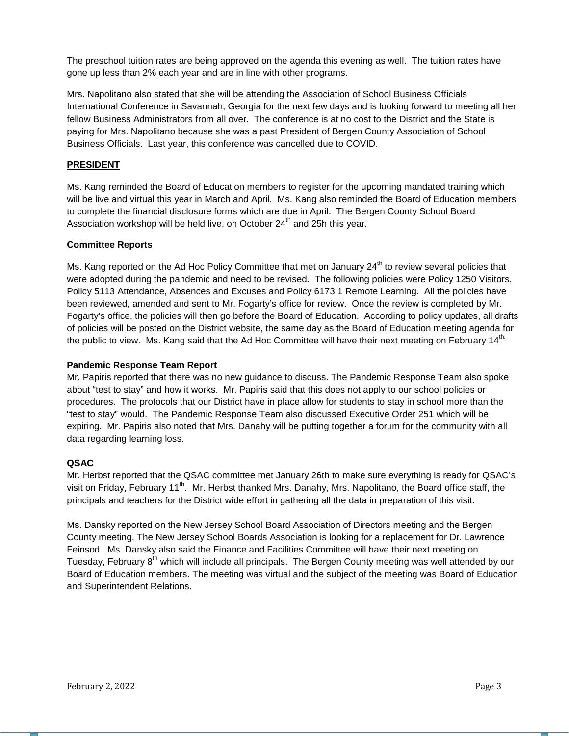The preschool tuition rates are being approved on the agenda this evening as well. The tuition rates have gone up less than 2% each year and are in line with other programs.

Mrs. Napolitano also stated that she will be attending the Association of School Business Officials International Conference in Savannah, Georgia for the next few days and is looking forward to meeting all her fellow Business Administrators from all over. The conference is at no cost to the District and the State is paying for Mrs. Napolitano because she was a past President of Bergen County Association of School Business Officials. Last year, this conference was cancelled due to COVID.

## PRESIDENT

Ms. Kang reminded the Board of Education members to register for the upcoming mandated training which will be live and virtual this year in March and April. Ms. Kang also reminded the Board of Education members to complete the financial disclosure forms which are due in April. The Bergen County School Board Association workshop will be held live, on October 24th and 25h this year.

### Committee Reports

Ms. Kang reported on the Ad Hoc Policy Committee that met on January 24th to review several policies that were adopted during the pandemic and need to be revised. The following policies were Policy 1250 Visitors, Policy 5113 Attendance, Absences and Excuses and Policy 6173.1 Remote Learning. All the policies have been reviewed, amended and sent to Mr. Fogarty's office for review. Once the review is completed by Mr. Fogarty's office, the policies will then go before the Board of Education. According to policy updates, all drafts of policies will be posted on the District website, the same day as the Board of Education meeting agenda for the public to view. Ms. Kang said that the Ad Hoc Committee will have their next meeting on February 14th.

### Pandemic Response Team Report

Mr. Papiris reported that there was no new guidance to discuss. The Pandemic Response Team also spoke about "test to stay" and how it works. Mr. Papiris said that this does not apply to our school policies or procedures. The protocols that our District have in place allow for students to stay in school more than the "test to stay" would. The Pandemic Response Team also discussed Executive Order 251 which will be expiring. Mr. Papiris also noted that Mrs. Danahy will be putting together a forum for the community with all data regarding learning loss.

### QSAC

Mr. Herbst reported that the QSAC committee met January 26th to make sure everything is ready for QSAC's visit on Friday, February 11th. Mr. Herbst thanked Mrs. Danahy, Mrs. Napolitano, the Board office staff, the principals and teachers for the District wide effort in gathering all the data in preparation of this visit.

Ms. Dansky reported on the New Jersey School Board Association of Directors meeting and the Bergen County meeting. The New Jersey School Boards Association is looking for a replacement for Dr. Lawrence Feinsod. Ms. Dansky also said the Finance and Facilities Committee will have their next meeting on Tuesday, February 8th which will include all principals. The Bergen County meeting was well attended by our Board of Education members. The meeting was virtual and the subject of the meeting was Board of Education and Superintendent Relations.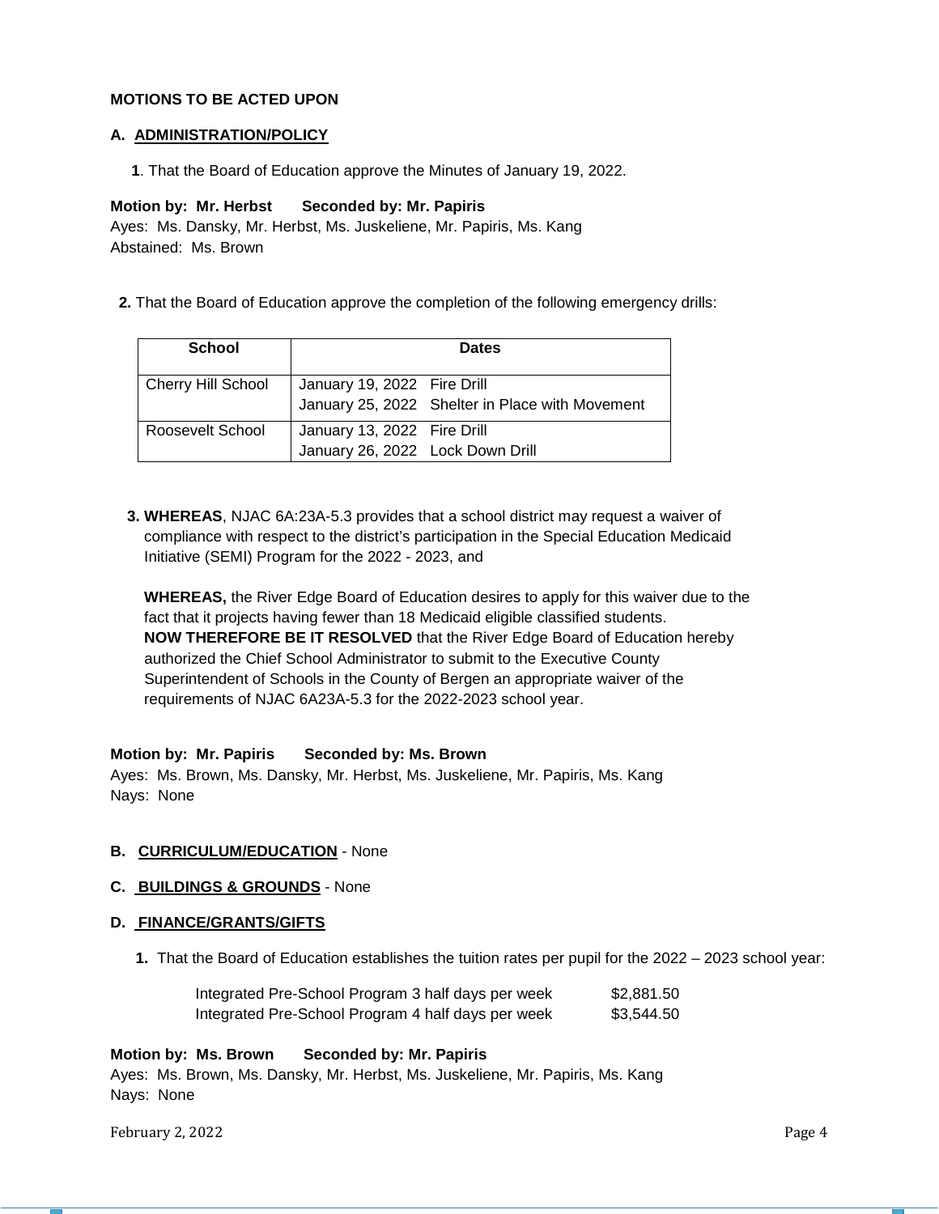**MOTIONS TO BE ACTED UPON**

**A. ADMINISTRATION/POLICY**

**1**. That the Board of Education approve the Minutes of January 19, 2022.

**Motion by: Mr. Herbst Seconded by: Mr. Papiris**
Ayes: Ms. Dansky, Mr. Herbst, Ms. Juskeliene, Mr. Papiris, Ms. Kang
Abstained: Ms. Brown

**2.** That the Board of Education approve the completion of the following emergency drills:

| School | Dates |
|---|---|
| Cherry Hill School | January 19, 2022 Fire Drill<br>January 25, 2022 Shelter in Place with Movement |
| Roosevelt School | January 13, 2022 Fire Drill<br>January 26, 2022 Lock Down Drill |

**3. WHEREAS**, NJAC 6A:23A-5.3 provides that a school district may request a waiver of compliance with respect to the district's participation in the Special Education Medicaid Initiative (SEMI) Program for the 2022 - 2023, and

**WHEREAS,** the River Edge Board of Education desires to apply for this waiver due to the fact that it projects having fewer than 18 Medicaid eligible classified students.
**NOW THEREFORE BE IT RESOLVED** that the River Edge Board of Education hereby authorized the Chief School Administrator to submit to the Executive County Superintendent of Schools in the County of Bergen an appropriate waiver of the requirements of NJAC 6A23A-5.3 for the 2022-2023 school year.

**Motion by: Mr. Papiris Seconded by: Ms. Brown**
Ayes: Ms. Brown, Ms. Dansky, Mr. Herbst, Ms. Juskeliene, Mr. Papiris, Ms. Kang
Nays: None

**B. CURRICULUM/EDUCATION** - None

**C. BUILDINGS & GROUNDS** - None

**D. FINANCE/GRANTS/GIFTS**

**1.** That the Board of Education establishes the tuition rates per pupil for the 2022 – 2023 school year:

| | |
|---|---|
| Integrated Pre-School Program 3 half days per week | $2,881.50 |
| Integrated Pre-School Program 4 half days per week | $3,544.50 |

**Motion by: Ms. Brown Seconded by: Mr. Papiris**
Ayes: Ms. Brown, Ms. Dansky, Mr. Herbst, Ms. Juskeliene, Mr. Papiris, Ms. Kang
Nays: None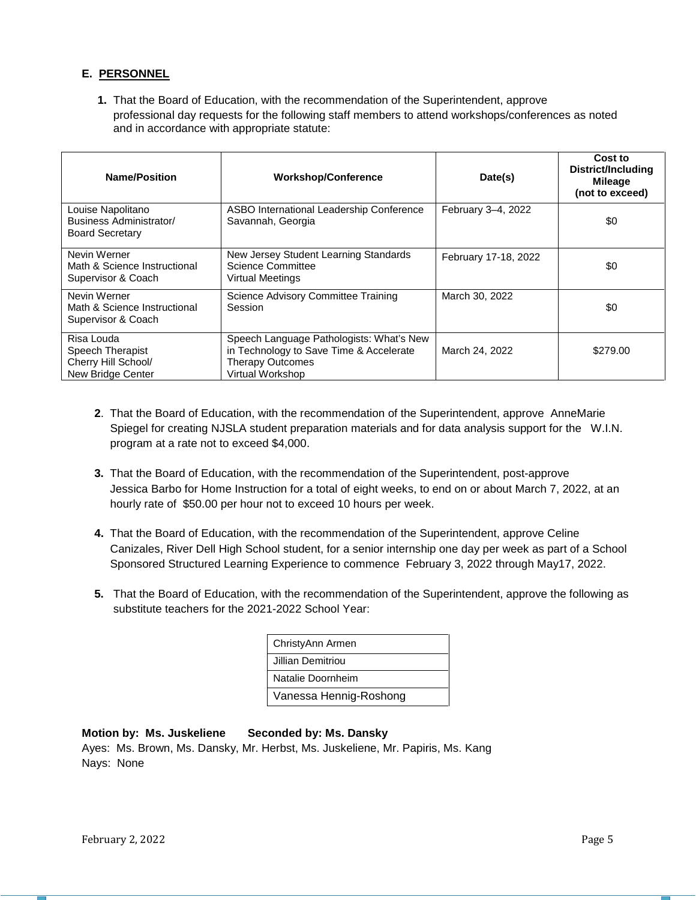## E. PERSONNEL

**1.** That the Board of Education, with the recommendation of the Superintendent, approve professional day requests for the following staff members to attend workshops/conferences as noted and in accordance with appropriate statute:

| Name/Position | Workshop/Conference | Date(s) | Cost to District/Including Mileage (not to exceed) |
|---|---|---|---|
| Louise Napolitano<br>Business Administrator/<br>Board Secretary | ASBO International Leadership Conference<br>Savannah, Georgia | February 3–4, 2022 | $0 |
| Nevin Werner<br>Math & Science Instructional Supervisor & Coach | New Jersey Student Learning Standards Science Committee<br>Virtual Meetings | February 17-18, 2022 | $0 |
| Nevin Werner<br>Math & Science Instructional Supervisor & Coach | Science Advisory Committee Training Session | March 30, 2022 | $0 |
| Risa Louda<br>Speech Therapist<br>Cherry Hill School/<br>New Bridge Center | Speech Language Pathologists: What's New in Technology to Save Time & Accelerate Therapy Outcomes<br>Virtual Workshop | March 24, 2022 | $279.00 |

**2**. That the Board of Education, with the recommendation of the Superintendent, approve AnneMarie Spiegel for creating NJSLA student preparation materials and for data analysis support for the W.I.N. program at a rate not to exceed $4,000.

**3.** That the Board of Education, with the recommendation of the Superintendent, post-approve Jessica Barbo for Home Instruction for a total of eight weeks, to end on or about March 7, 2022, at an hourly rate of $50.00 per hour not to exceed 10 hours per week.

**4.** That the Board of Education, with the recommendation of the Superintendent, approve Celine Canizales, River Dell High School student, for a senior internship one day per week as part of a School Sponsored Structured Learning Experience to commence February 3, 2022 through May17, 2022.

**5.** That the Board of Education, with the recommendation of the Superintendent, approve the following as substitute teachers for the 2021-2022 School Year:

| |
|---|
| ChristyAnn Armen |
| Jillian Demitriou |
| Natalie Doornheim |
| Vanessa Hennig-Roshong |

**Motion by: Ms. Juskeliene Seconded by: Ms. Dansky**
Ayes: Ms. Brown, Ms. Dansky, Mr. Herbst, Ms. Juskeliene, Mr. Papiris, Ms. Kang
Nays: None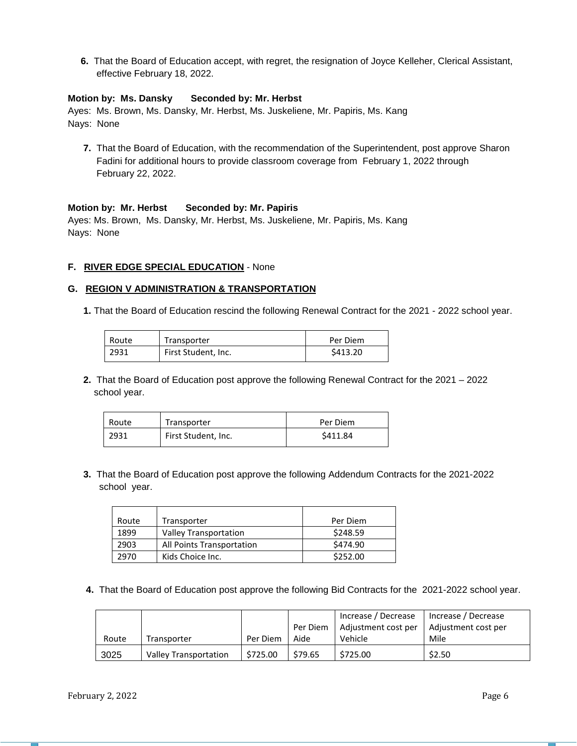**6.** That the Board of Education accept, with regret, the resignation of Joyce Kelleher, Clerical Assistant, effective February 18, 2022.

**Motion by: Ms. Dansky Seconded by: Mr. Herbst**
Ayes: Ms. Brown, Ms. Dansky, Mr. Herbst, Ms. Juskeliene, Mr. Papiris, Ms. Kang
Nays: None

**7.** That the Board of Education, with the recommendation of the Superintendent, post approve Sharon Fadini for additional hours to provide classroom coverage from February 1, 2022 through February 22, 2022.

**Motion by: Mr. Herbst Seconded by: Mr. Papiris**
Ayes: Ms. Brown, Ms. Dansky, Mr. Herbst, Ms. Juskeliene, Mr. Papiris, Ms. Kang
Nays: None

**F. RIVER EDGE SPECIAL EDUCATION** - None

**G. REGION V ADMINISTRATION & TRANSPORTATION**

**1.** That the Board of Education rescind the following Renewal Contract for the 2021 - 2022 school year.

| Route | Transporter | Per Diem |
|---|---|---|
| 2931 | First Student, Inc. | $413.20 |

**2.** That the Board of Education post approve the following Renewal Contract for the 2021 – 2022 school year.

| Route | Transporter | Per Diem |
|---|---|---|
| 2931 | First Student, Inc. | $411.84 |

**3.** That the Board of Education post approve the following Addendum Contracts for the 2021-2022 school year.

| Route | Transporter | Per Diem |
|---|---|---|
| 1899 | Valley Transportation | $248.59 |
| 2903 | All Points Transportation | $474.90 |
| 2970 | Kids Choice Inc. | $252.00 |

**4.** That the Board of Education post approve the following Bid Contracts for the 2021-2022 school year.

| Route | Transporter | Per Diem | Per Diem Aide | Increase / Decrease Adjustment cost per Vehicle | Increase / Decrease Adjustment cost per Mile |
|---|---|---|---|---|---|
| 3025 | Valley Transportation | $725.00 | $79.65 | $725.00 | $2.50 |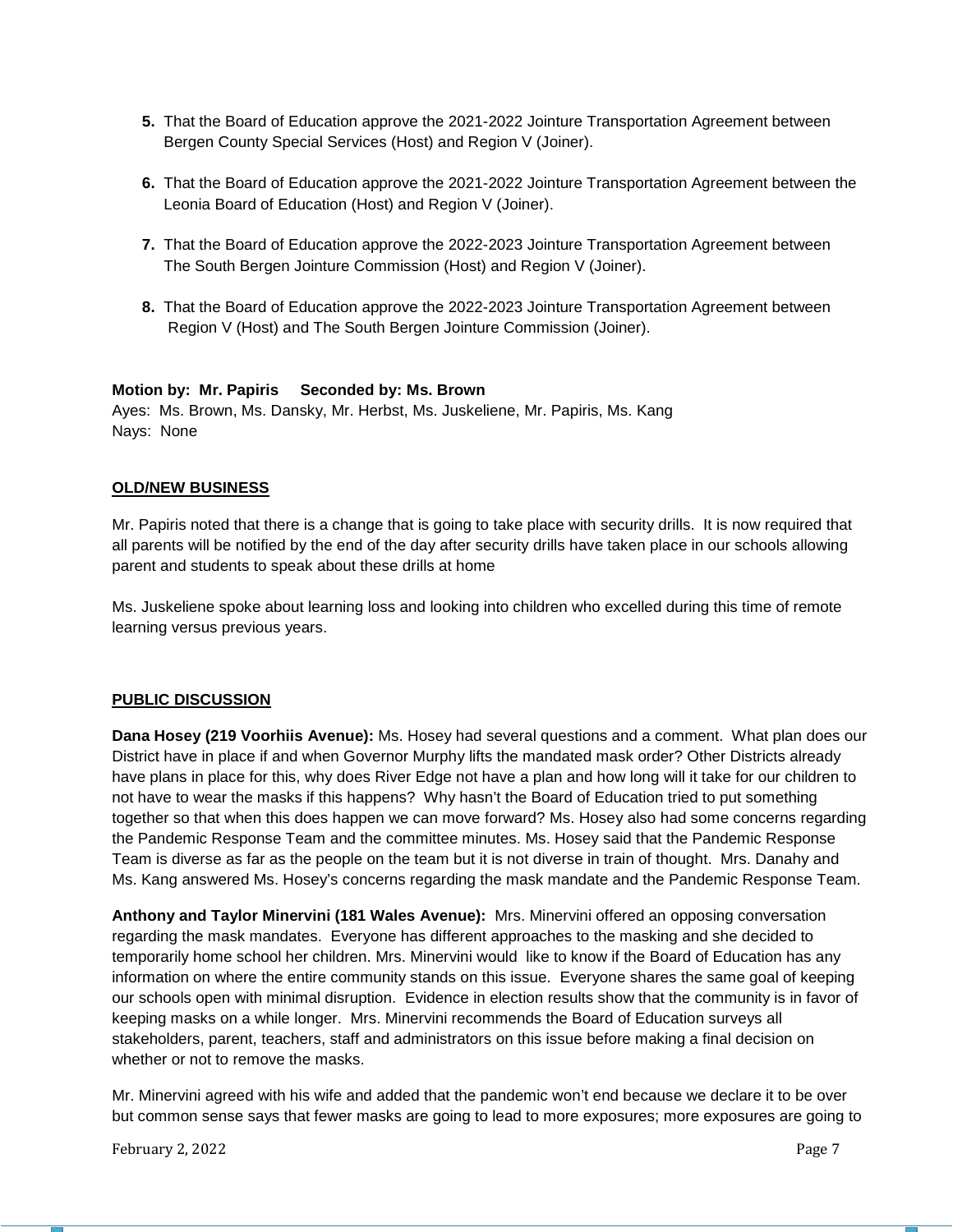5. That the Board of Education approve the 2021-2022 Jointure Transportation Agreement between Bergen County Special Services (Host) and Region V (Joiner).

6. That the Board of Education approve the 2021-2022 Jointure Transportation Agreement between the Leonia Board of Education (Host) and Region V (Joiner).

7. That the Board of Education approve the 2022-2023 Jointure Transportation Agreement between The South Bergen Jointure Commission (Host) and Region V (Joiner).

8. That the Board of Education approve the 2022-2023 Jointure Transportation Agreement between Region V (Host) and The South Bergen Jointure Commission (Joiner).

**Motion by: Mr. Papiris Seconded by: Ms. Brown**
Ayes: Ms. Brown, Ms. Dansky, Mr. Herbst, Ms. Juskeliene, Mr. Papiris, Ms. Kang
Nays: None

**OLD/NEW BUSINESS**

Mr. Papiris noted that there is a change that is going to take place with security drills. It is now required that all parents will be notified by the end of the day after security drills have taken place in our schools allowing parent and students to speak about these drills at home

Ms. Juskeliene spoke about learning loss and looking into children who excelled during this time of remote learning versus previous years.

**PUBLIC DISCUSSION**

**Dana Hosey (219 Voorhiis Avenue):** Ms. Hosey had several questions and a comment. What plan does our District have in place if and when Governor Murphy lifts the mandated mask order? Other Districts already have plans in place for this, why does River Edge not have a plan and how long will it take for our children to not have to wear the masks if this happens? Why hasn't the Board of Education tried to put something together so that when this does happen we can move forward? Ms. Hosey also had some concerns regarding the Pandemic Response Team and the committee minutes. Ms. Hosey said that the Pandemic Response Team is diverse as far as the people on the team but it is not diverse in train of thought. Mrs. Danahy and Ms. Kang answered Ms. Hosey's concerns regarding the mask mandate and the Pandemic Response Team.

**Anthony and Taylor Minervini (181 Wales Avenue):** Mrs. Minervini offered an opposing conversation regarding the mask mandates. Everyone has different approaches to the masking and she decided to temporarily home school her children. Mrs. Minervini would like to know if the Board of Education has any information on where the entire community stands on this issue. Everyone shares the same goal of keeping our schools open with minimal disruption. Evidence in election results show that the community is in favor of keeping masks on a while longer. Mrs. Minervini recommends the Board of Education surveys all stakeholders, parent, teachers, staff and administrators on this issue before making a final decision on whether or not to remove the masks.

Mr. Minervini agreed with his wife and added that the pandemic won't end because we declare it to be over but common sense says that fewer masks are going to lead to more exposures; more exposures are going to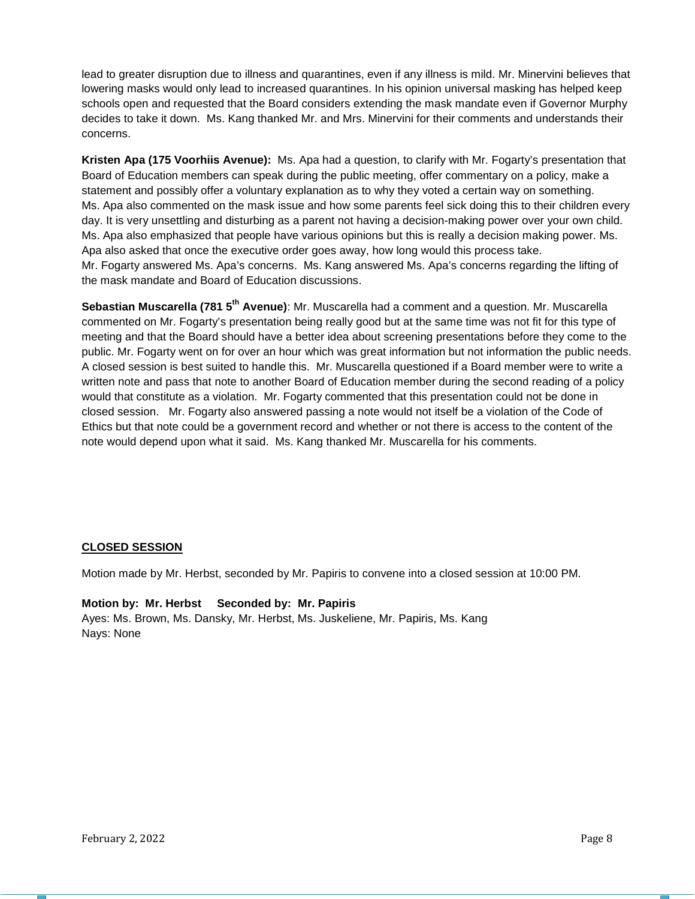lead to greater disruption due to illness and quarantines, even if any illness is mild. Mr. Minervini believes that lowering masks would only lead to increased quarantines. In his opinion universal masking has helped keep schools open and requested that the Board considers extending the mask mandate even if Governor Murphy decides to take it down. Ms. Kang thanked Mr. and Mrs. Minervini for their comments and understands their concerns.

**Kristen Apa (175 Voorhiis Avenue):** Ms. Apa had a question, to clarify with Mr. Fogarty's presentation that Board of Education members can speak during the public meeting, offer commentary on a policy, make a statement and possibly offer a voluntary explanation as to why they voted a certain way on something. Ms. Apa also commented on the mask issue and how some parents feel sick doing this to their children every day. It is very unsettling and disturbing as a parent not having a decision-making power over your own child. Ms. Apa also emphasized that people have various opinions but this is really a decision making power. Ms. Apa also asked that once the executive order goes away, how long would this process take. Mr. Fogarty answered Ms. Apa's concerns. Ms. Kang answered Ms. Apa's concerns regarding the lifting of the mask mandate and Board of Education discussions.

**Sebastian Muscarella (781 5th Avenue)**: Mr. Muscarella had a comment and a question. Mr. Muscarella commented on Mr. Fogarty's presentation being really good but at the same time was not fit for this type of meeting and that the Board should have a better idea about screening presentations before they come to the public. Mr. Fogarty went on for over an hour which was great information but not information the public needs. A closed session is best suited to handle this. Mr. Muscarella questioned if a Board member were to write a written note and pass that note to another Board of Education member during the second reading of a policy would that constitute as a violation. Mr. Fogarty commented that this presentation could not be done in closed session. Mr. Fogarty also answered passing a note would not itself be a violation of the Code of Ethics but that note could be a government record and whether or not there is access to the content of the note would depend upon what it said. Ms. Kang thanked Mr. Muscarella for his comments.

## CLOSED SESSION

Motion made by Mr. Herbst, seconded by Mr. Papiris to convene into a closed session at 10:00 PM.

**Motion by: Mr. Herbst Seconded by: Mr. Papiris**
Ayes: Ms. Brown, Ms. Dansky, Mr. Herbst, Ms. Juskeliene, Mr. Papiris, Ms. Kang
Nays: None